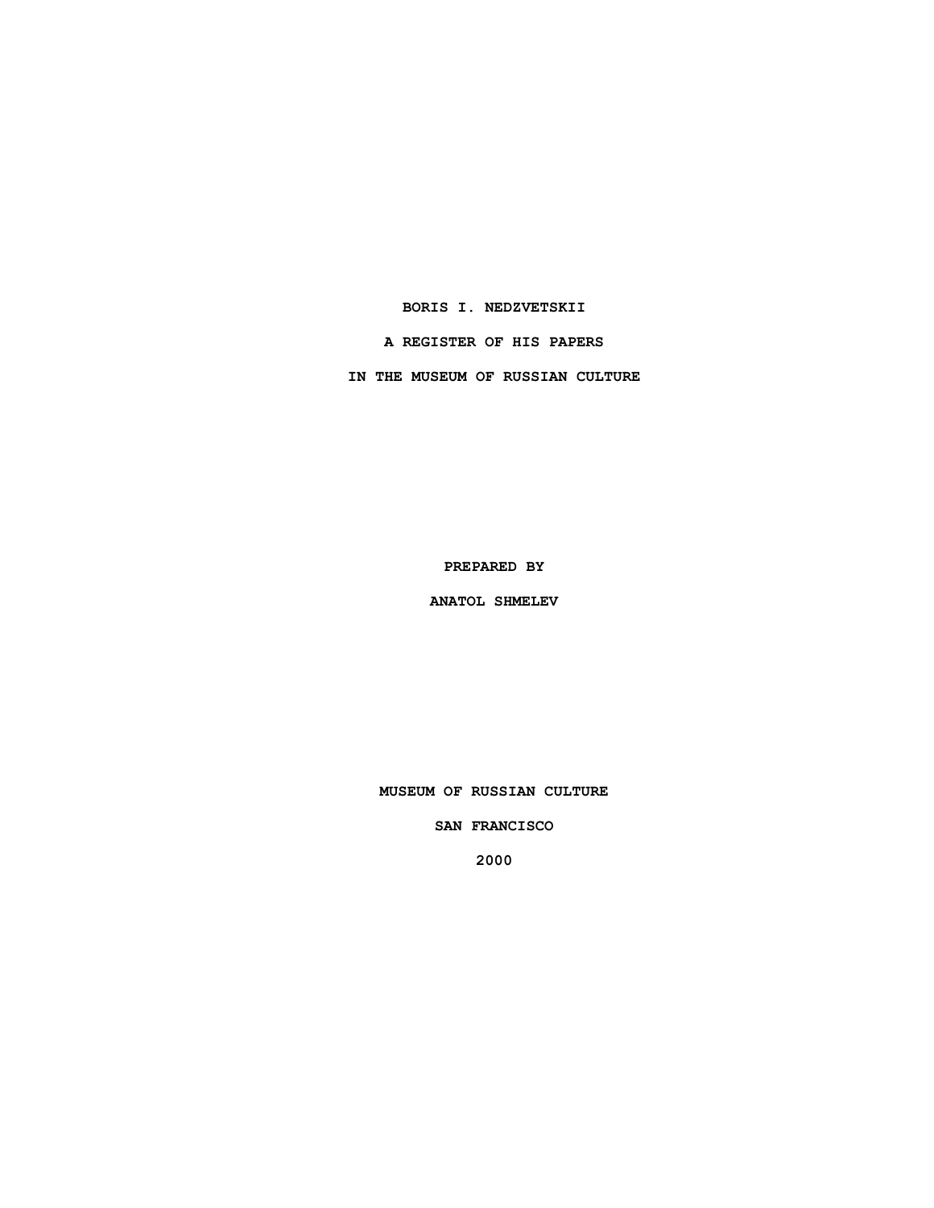# BORIS I. NEDZVETSKII

## A REGISTER OF HIS PAPERS

## IN THE MUSEUM OF RUSSIAN CULTURE

PREPARED BY

ANATOL SHMELEV

MUSEUM OF RUSSIAN CULTURE

SAN FRANCISCO

2000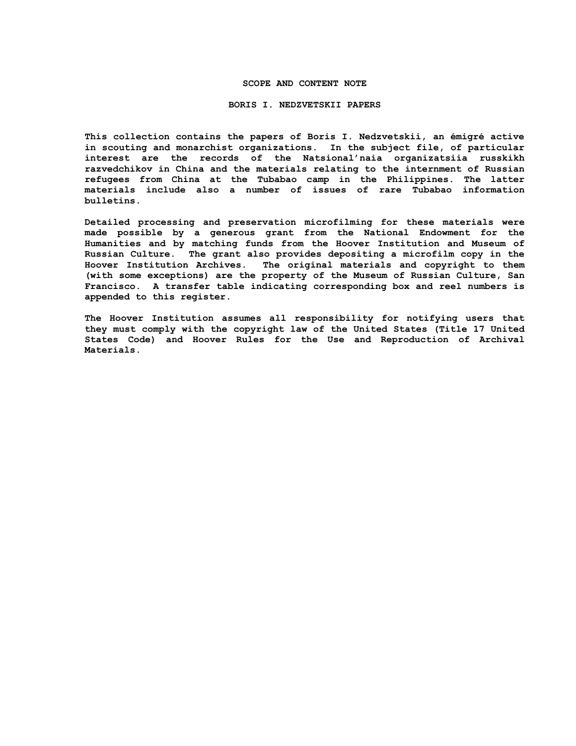# SCOPE AND CONTENT NOTE

## BORIS I. NEDZVETSKII PAPERS

This collection contains the papers of Boris I. Nedzvetskii, an émigré active in scouting and monarchist organizations. In the subject file, of particular interest are the records of the Natsional'naia organizatsiia russkikh razvedchikov in China and the materials relating to the internment of Russian refugees from China at the Tubabao camp in the Philippines. The latter materials include also a number of issues of rare Tubabao information bulletins.

Detailed processing and preservation microfilming for these materials were made possible by a generous grant from the National Endowment for the Humanities and by matching funds from the Hoover Institution and Museum of Russian Culture. The grant also provides depositing a microfilm copy in the Hoover Institution Archives. The original materials and copyright to them (with some exceptions) are the property of the Museum of Russian Culture, San Francisco. A transfer table indicating corresponding box and reel numbers is appended to this register.

The Hoover Institution assumes all responsibility for notifying users that they must comply with the copyright law of the United States (Title 17 United States Code) and Hoover Rules for the Use and Reproduction of Archival Materials.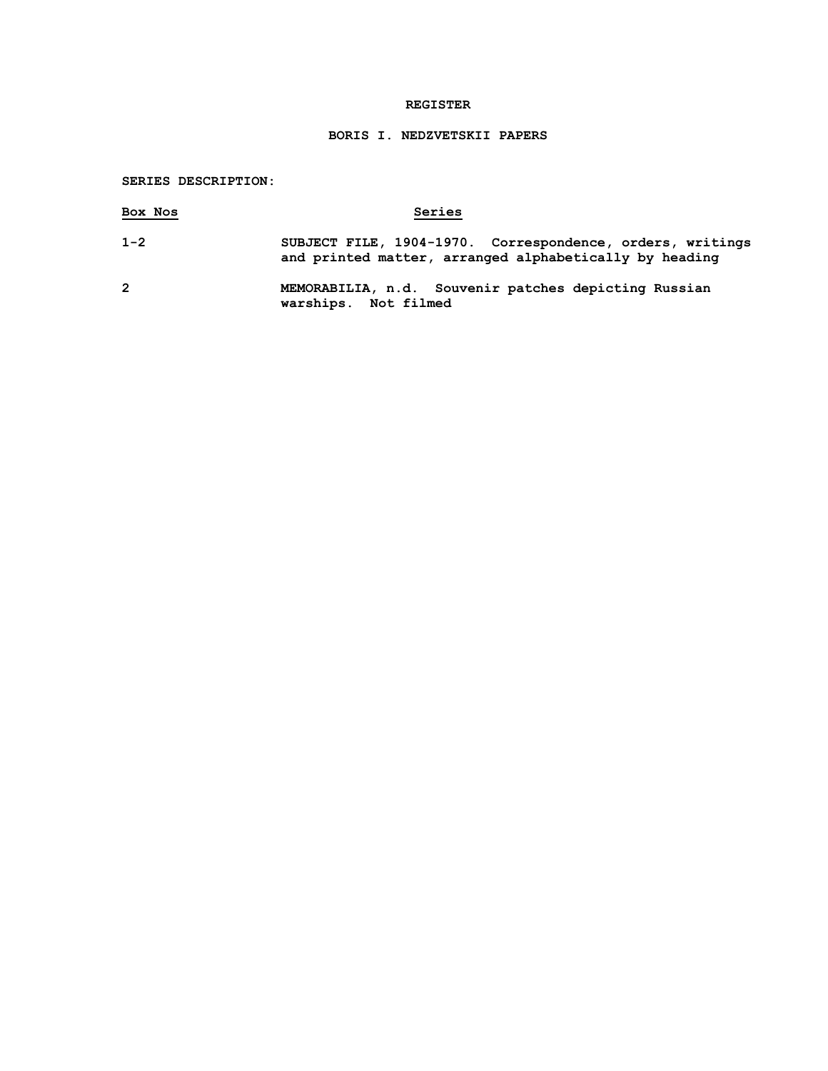# REGISTER

## BORIS I. NEDZVETSKII PAPERS

**SERIES DESCRIPTION:**

| Box Nos | Series |
|---|---|
| 1-2 | SUBJECT FILE, 1904-1970. Correspondence, orders, writings and printed matter, arranged alphabetically by heading |
| 2 | MEMORABILIA, n.d. Souvenir patches depicting Russian warships. Not filmed |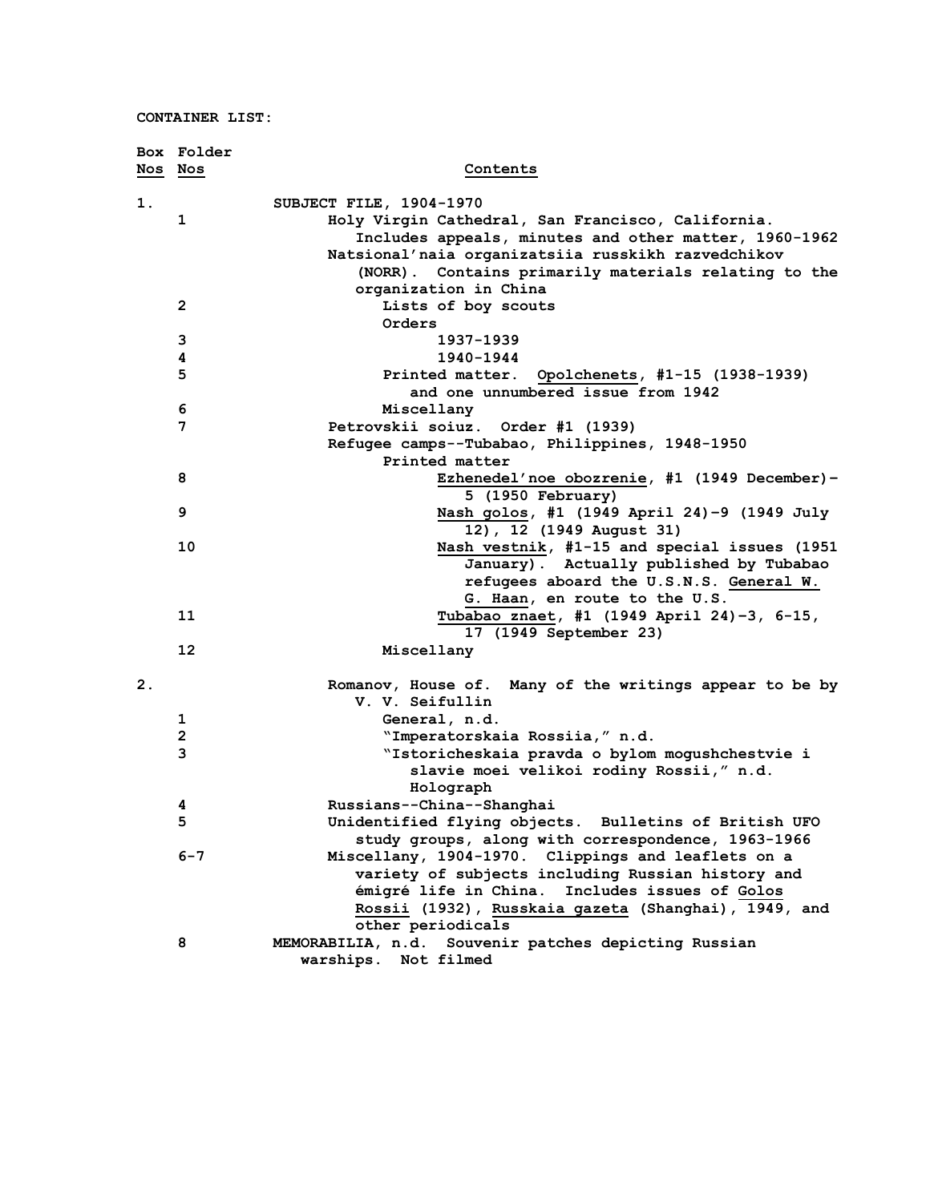**CONTAINER LIST:**

| Box Nos | Folder Nos | Contents |
|---|---|---|
| 1. | | SUBJECT FILE, 1904-1970 |
| | 1 | Holy Virgin Cathedral, San Francisco, California. Includes appeals, minutes and other matter, 1960-1962 |
| | | Natsional'naia organizatsiia russkikh razvedchikov (NORR). Contains primarily materials relating to the organization in China |
| | 2 | Lists of boy scouts |
| | | Orders |
| | 3 | 1937-1939 |
| | 4 | 1940-1944 |
| | 5 | Printed matter. Opolchenets, #1-15 (1938-1939) and one unnumbered issue from 1942 |
| | 6 | Miscellany |
| | 7 | Petrovskii soiuz. Order #1 (1939) |
| | | Refugee camps--Tubabao, Philippines, 1948-1950 |
| | | Printed matter |
| | 8 | Ezhenedel'noe obozrenie, #1 (1949 December)-5 (1950 February) |
| | 9 | Nash golos, #1 (1949 April 24)-9 (1949 July 12), 12 (1949 August 31) |
| | 10 | Nash vestnik, #1-15 and special issues (1951 January). Actually published by Tubabao refugees aboard the U.S.N.S. General W. G. Haan, en route to the U.S. |
| | 11 | Tubabao znaet, #1 (1949 April 24)-3, 6-15, 17 (1949 September 23) |
| | 12 | Miscellany |
| 2. | | Romanov, House of. Many of the writings appear to be by V. V. Seifullin |
| | 1 | General, n.d. |
| | 2 | "Imperatorskaia Rossiia," n.d. |
| | 3 | "Istoricheskaia pravda o bylom mogushchestvie i slavie moei velikoi rodiny Rossii," n.d. Holograph |
| | 4 | Russians--China--Shanghai |
| | 5 | Unidentified flying objects. Bulletins of British UFO study groups, along with correspondence, 1963-1966 |
| | 6-7 | Miscellany, 1904-1970. Clippings and leaflets on a variety of subjects including Russian history and émigré life in China. Includes issues of Golos Rossii (1932), Russkaia gazeta (Shanghai), 1949, and other periodicals |
| | 8 | MEMORABILIA, n.d. Souvenir patches depicting Russian warships. Not filmed |